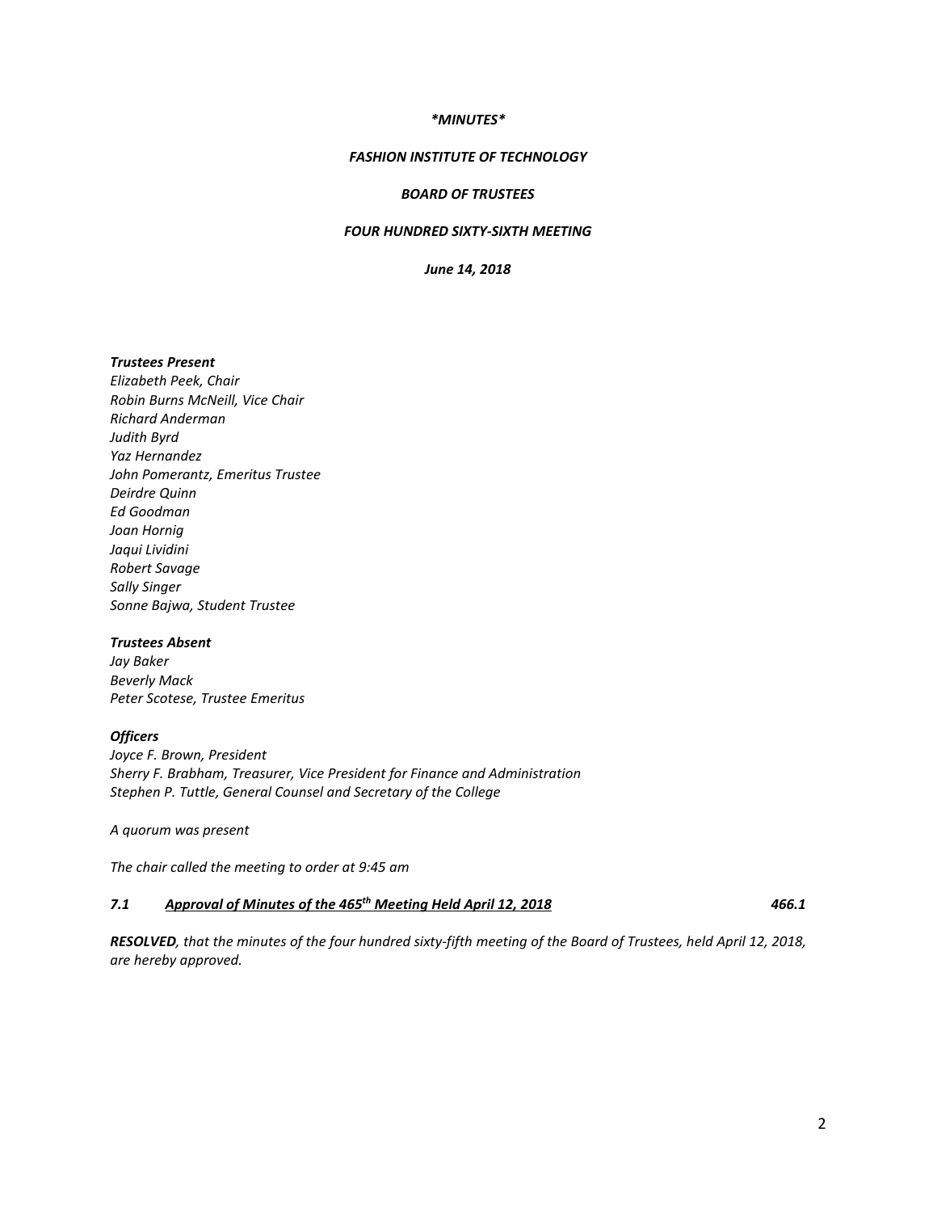*\*MINUTES\**

***FASHION INSTITUTE OF TECHNOLOGY***

***BOARD OF TRUSTEES***

***FOUR HUNDRED SIXTY-SIXTH MEETING***

***June 14, 2018***

***Trustees Present***

*Elizabeth Peek, Chair*
*Robin Burns McNeill, Vice Chair*
*Richard Anderman*
*Judith Byrd*
*Yaz Hernandez*
*John Pomerantz, Emeritus Trustee*
*Deirdre Quinn*
*Ed Goodman*
*Joan Hornig*
*Jaqui Lividini*
*Robert Savage*
*Sally Singer*
*Sonne Bajwa, Student Trustee*

***Trustees Absent***

*Jay Baker*
*Beverly Mack*
*Peter Scotese, Trustee Emeritus*

***Officers***

*Joyce F. Brown, President*
*Sherry F. Brabham, Treasurer, Vice President for Finance and Administration*
*Stephen P. Tuttle, General Counsel and Secretary of the College*

*A quorum was present*

*The chair called the meeting to order at 9:45 am*

***7.1 Approval of Minutes of the 465th Meeting Held April 12, 2018*** ***466.1***

***RESOLVED**, that the minutes of the four hundred sixty-fifth meeting of the Board of Trustees, held April 12, 2018, are hereby approved.*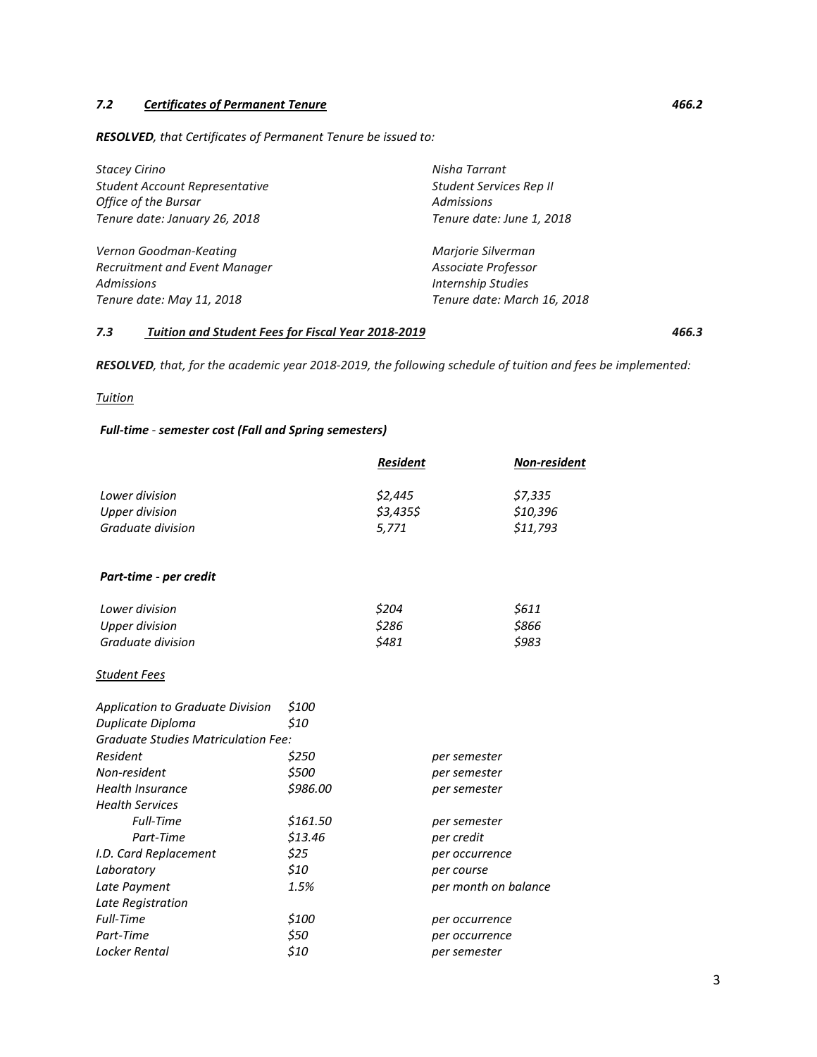### *7.2 Certificates of Permanent Tenure* *466.2*

***RESOLVED**, that Certificates of Permanent Tenure be issued to:*

*Stacey Cirino*
*Student Account Representative*
*Office of the Bursar*
*Tenure date: January 26, 2018*

*Nisha Tarrant*
*Student Services Rep II*
*Admissions*
*Tenure date: June 1, 2018*

*Vernon Goodman-Keating*
*Recruitment and Event Manager*
*Admissions*
*Tenure date: May 11, 2018*

*Marjorie Silverman*
*Associate Professor*
*Internship Studies*
*Tenure date: March 16, 2018*

### *7.3 Tuition and Student Fees for Fiscal Year 2018-2019* *466.3*

***RESOLVED**, that, for the academic year 2018-2019, the following schedule of tuition and fees be implemented:*

*Tuition*

***Full-time - semester cost (Fall and Spring semesters)***

| | Resident | Non-resident |
|---|---|---|
| *Lower division* | *$2,445* | *$7,335* |
| *Upper division* | *$3,435$* | *$10,396* |
| *Graduate division* | *5,771* | *$11,793* |

***Part-time - per credit***

| | | |
|---|---|---|
| *Lower division* | *$204* | *$611* |
| *Upper division* | *$286* | *$866* |
| *Graduate division* | *$481* | *$983* |

*Student Fees*

| | | |
|---|---|---|
| *Application to Graduate Division* | *$100* | |
| *Duplicate Diploma* | *$10* | |
| *Graduate Studies Matriculation Fee:* | | |
| *Resident* | *$250* | *per semester* |
| *Non-resident* | *$500* | *per semester* |
| *Health Insurance* | *$986.00* | *per semester* |
| *Health Services* | | |
| *Full-Time* | *$161.50* | *per semester* |
| *Part-Time* | *$13.46* | *per credit* |
| *I.D. Card Replacement* | *$25* | *per occurrence* |
| *Laboratory* | *$10* | *per course* |
| *Late Payment* | *1.5%* | *per month on balance* |
| *Late Registration* | | |
| *Full-Time* | *$100* | *per occurrence* |
| *Part-Time* | *$50* | *per occurrence* |
| *Locker Rental* | *$10* | *per semester* |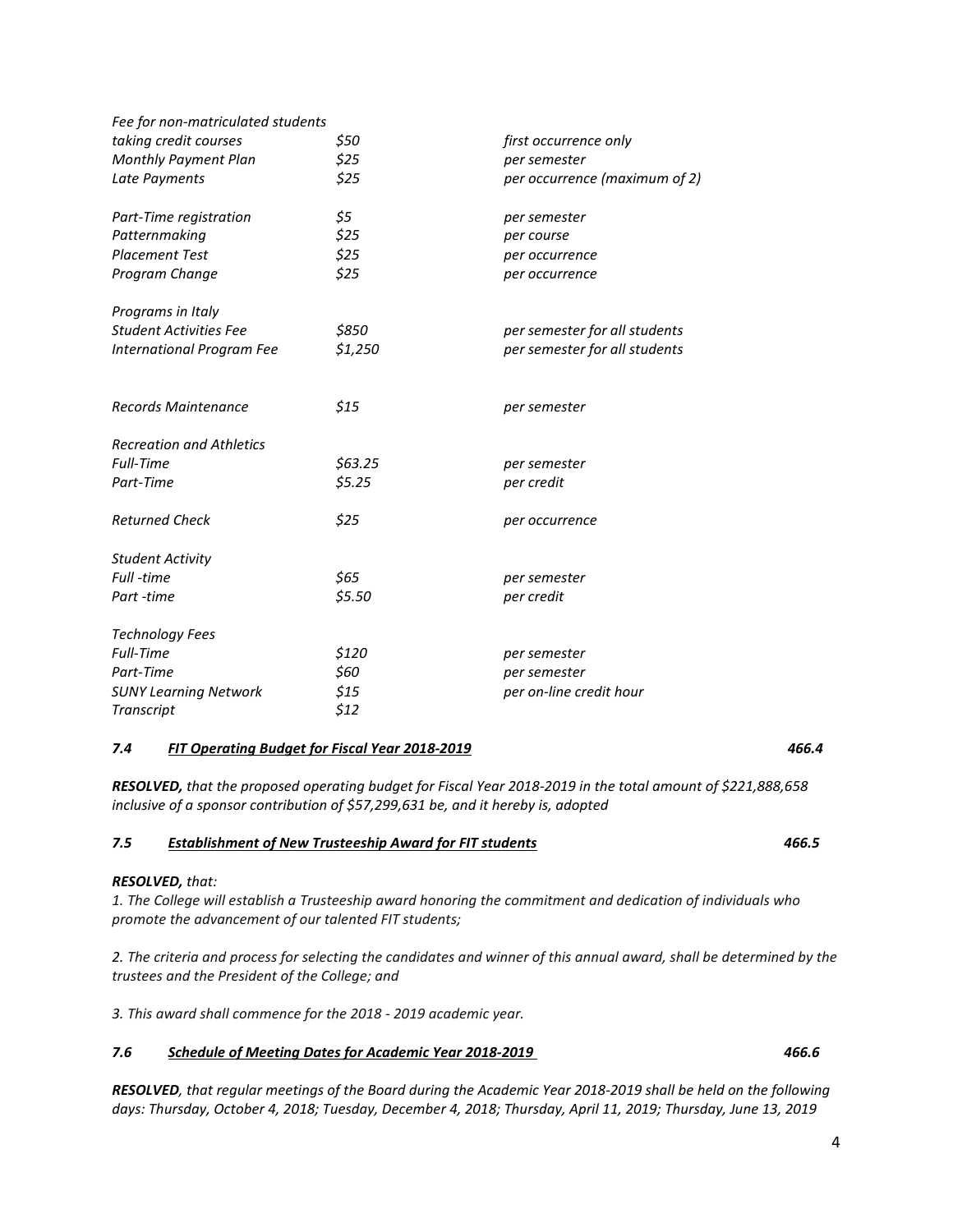| | | |
|---|---|---|
| *Fee for non-matriculated students taking credit courses* | *$50* | *first occurrence only* |
| *Monthly Payment Plan* | *$25* | *per semester* |
| *Late Payments* | *$25* | *per occurrence (maximum of 2)* |
| *Part-Time registration* | *$5* | *per semester* |
| *Patternmaking* | *$25* | *per course* |
| *Placement Test* | *$25* | *per occurrence* |
| *Program Change* | *$25* | *per occurrence* |
| *Programs in Italy* | | |
| *Student Activities Fee* | *$850* | *per semester for all students* |
| *International Program Fee* | *$1,250* | *per semester for all students* |
| *Records Maintenance* | *$15* | *per semester* |
| *Recreation and Athletics* | | |
| *Full-Time* | *$63.25* | *per semester* |
| *Part-Time* | *$5.25* | *per credit* |
| *Returned Check* | *$25* | *per occurrence* |
| *Student Activity* | | |
| *Full -time* | *$65* | *per semester* |
| *Part -time* | *$5.50* | *per credit* |
| *Technology Fees* | | |
| *Full-Time* | *$120* | *per semester* |
| *Part-Time* | *$60* | *per semester* |
| *SUNY Learning Network* | *$15* | *per on-line credit hour* |
| *Transcript* | *$12* | |

### *7.4 FIT Operating Budget for Fiscal Year 2018-2019* *466.4*

***RESOLVED,*** *that the proposed operating budget for Fiscal Year 2018-2019 in the total amount of $221,888,658 inclusive of a sponsor contribution of $57,299,631 be, and it hereby is, adopted*

### *7.5 Establishment of New Trusteeship Award for FIT students* *466.5*

***RESOLVED,*** *that:*

*1. The College will establish a Trusteeship award honoring the commitment and dedication of individuals who promote the advancement of our talented FIT students;*

*2. The criteria and process for selecting the candidates and winner of this annual award, shall be determined by the trustees and the President of the College; and*

*3. This award shall commence for the 2018 - 2019 academic year.*

### *7.6 Schedule of Meeting Dates for Academic Year 2018-2019* *466.6*

***RESOLVED****, that regular meetings of the Board during the Academic Year 2018-2019 shall be held on the following days: Thursday, October 4, 2018; Tuesday, December 4, 2018; Thursday, April 11, 2019; Thursday, June 13, 2019*